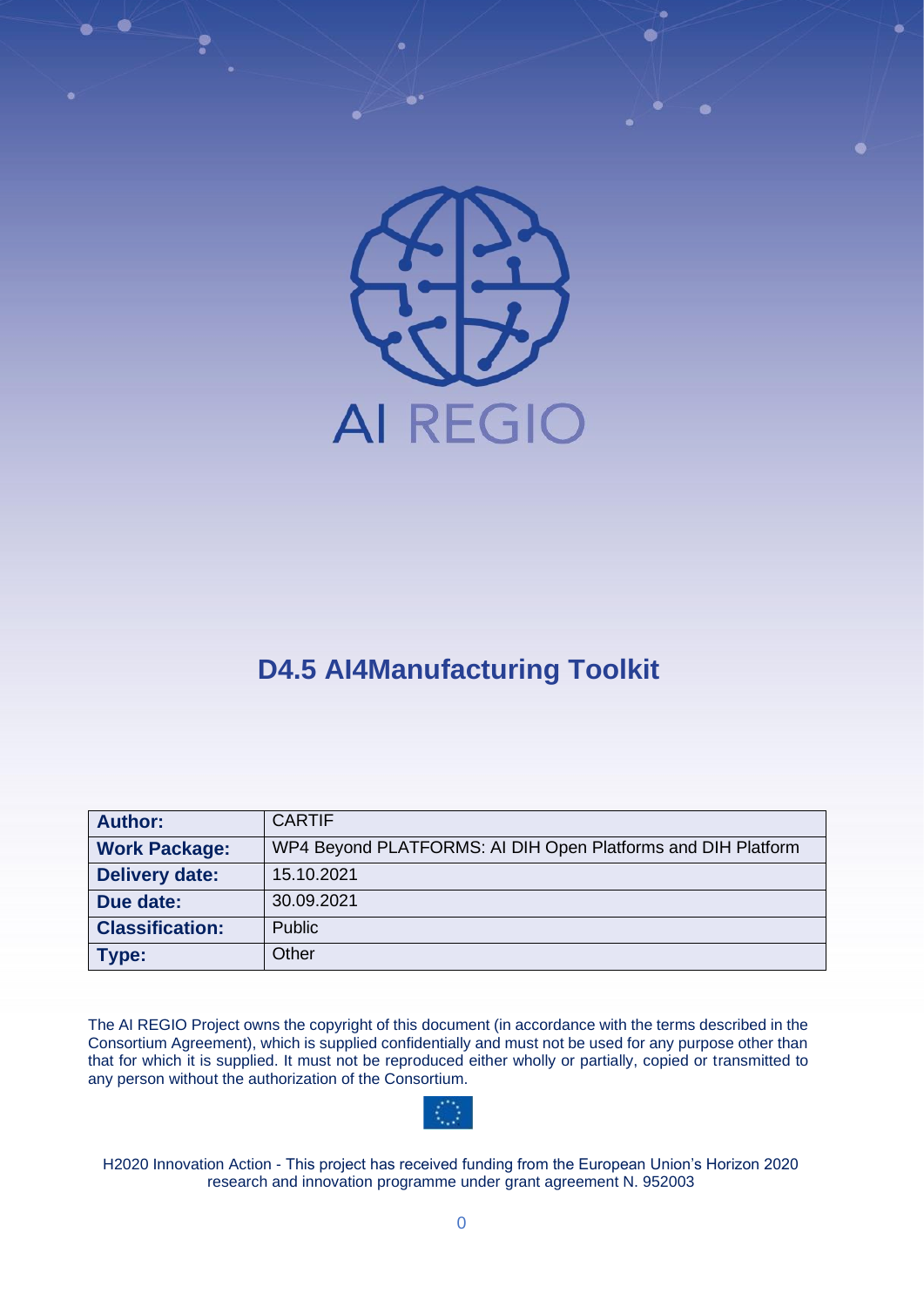AI REGIO

# D4.5 AI4Manufacturing Toolkit

| **Author:** | CARTIF |
| --- | --- |
| **Work Package:** | WP4 Beyond PLATFORMS: AI DIH Open Platforms and DIH Platform |
| **Delivery date:** | 15.10.2021 |
| **Due date:** | 30.09.2021 |
| **Classification:** | Public |
| **Type:** | Other |

The AI REGIO Project owns the copyright of this document (in accordance with the terms described in the Consortium Agreement), which is supplied confidentially and must not be used for any purpose other than that for which it is supplied. It must not be reproduced either wholly or partially, copied or transmitted to any person without the authorization of the Consortium.

H2020 Innovation Action - This project has received funding from the European Union's Horizon 2020 research and innovation programme under grant agreement N. 952003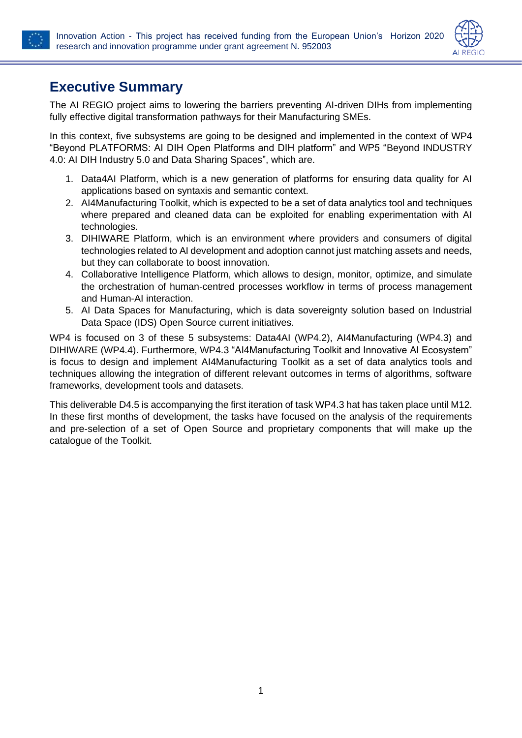# Executive Summary

The AI REGIO project aims to lowering the barriers preventing AI-driven DIHs from implementing fully effective digital transformation pathways for their Manufacturing SMEs.

In this context, five subsystems are going to be designed and implemented in the context of WP4 "Beyond PLATFORMS: AI DIH Open Platforms and DIH platform" and WP5 "Beyond INDUSTRY 4.0: AI DIH Industry 5.0 and Data Sharing Spaces", which are.

1. Data4AI Platform, which is a new generation of platforms for ensuring data quality for AI applications based on syntaxis and semantic context.
2. AI4Manufacturing Toolkit, which is expected to be a set of data analytics tool and techniques where prepared and cleaned data can be exploited for enabling experimentation with AI technologies.
3. DIHIWARE Platform, which is an environment where providers and consumers of digital technologies related to AI development and adoption cannot just matching assets and needs, but they can collaborate to boost innovation.
4. Collaborative Intelligence Platform, which allows to design, monitor, optimize, and simulate the orchestration of human-centred processes workflow in terms of process management and Human-AI interaction.
5. AI Data Spaces for Manufacturing, which is data sovereignty solution based on Industrial Data Space (IDS) Open Source current initiatives.

WP4 is focused on 3 of these 5 subsystems: Data4AI (WP4.2), AI4Manufacturing (WP4.3) and DIHIWARE (WP4.4). Furthermore, WP4.3 "AI4Manufacturing Toolkit and Innovative AI Ecosystem" is focus to design and implement AI4Manufacturing Toolkit as a set of data analytics tools and techniques allowing the integration of different relevant outcomes in terms of algorithms, software frameworks, development tools and datasets.

This deliverable D4.5 is accompanying the first iteration of task WP4.3 hat has taken place until M12. In these first months of development, the tasks have focused on the analysis of the requirements and pre-selection of a set of Open Source and proprietary components that will make up the catalogue of the Toolkit.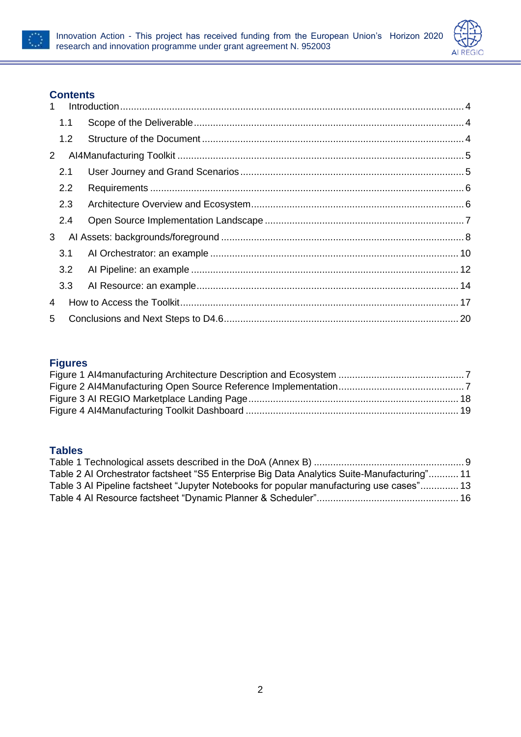## Contents

1 Introduction .......... 4

1.1 Scope of the Deliverable .......... 4

1.2 Structure of the Document .......... 4

2 AI4Manufacturing Toolkit .......... 5

2.1 User Journey and Grand Scenarios .......... 5

2.2 Requirements .......... 6

2.3 Architecture Overview and Ecosystem .......... 6

2.4 Open Source Implementation Landscape .......... 7

3 AI Assets: backgrounds/foreground .......... 8

3.1 AI Orchestrator: an example .......... 10

3.2 AI Pipeline: an example .......... 12

3.3 AI Resource: an example .......... 14

4 How to Access the Toolkit .......... 17

5 Conclusions and Next Steps to D4.6 .......... 20

## Figures

Figure 1 AI4manufacturing Architecture Description and Ecosystem .......... 7

Figure 2 AI4Manufacturing Open Source Reference Implementation .......... 7

Figure 3 AI REGIO Marketplace Landing Page .......... 18

Figure 4 AI4Manufacturing Toolkit Dashboard .......... 19

## Tables

Table 1 Technological assets described in the DoA (Annex B) .......... 9

Table 2 AI Orchestrator factsheet “S5 Enterprise Big Data Analytics Suite-Manufacturing” .......... 11

Table 3 AI Pipeline factsheet “Jupyter Notebooks for popular manufacturing use cases” .......... 13

Table 4 AI Resource factsheet “Dynamic Planner & Scheduler” .......... 16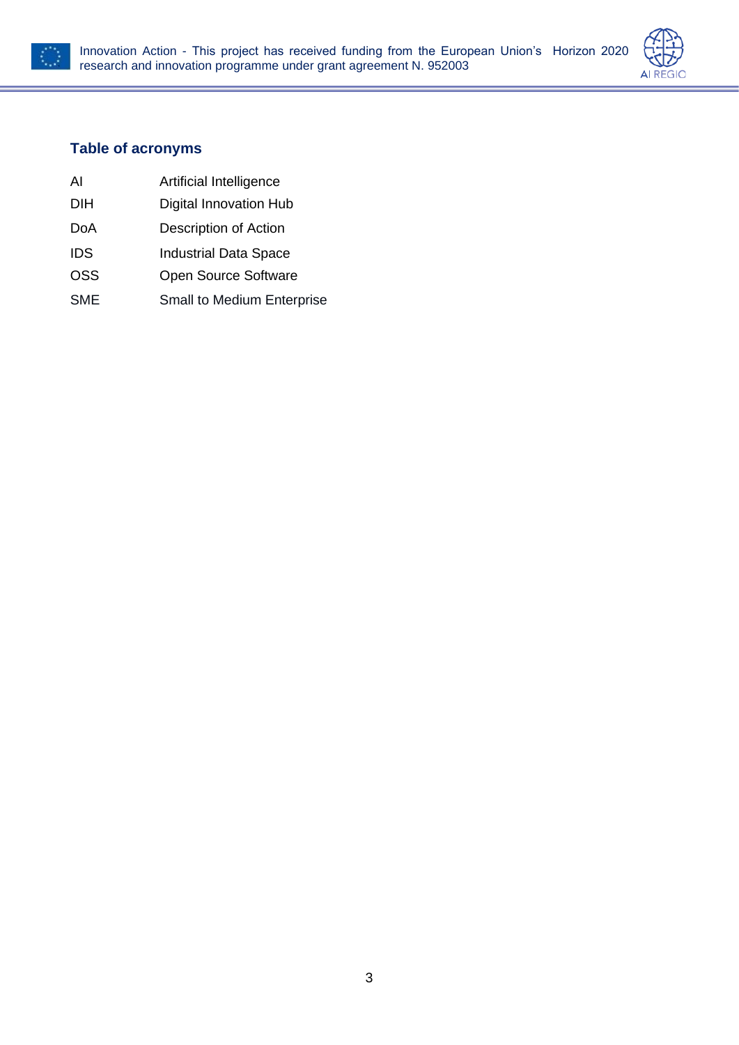## Table of acronyms

| | |
|---|---|
| AI | Artificial Intelligence |
| DIH | Digital Innovation Hub |
| DoA | Description of Action |
| IDS | Industrial Data Space |
| OSS | Open Source Software |
| SME | Small to Medium Enterprise |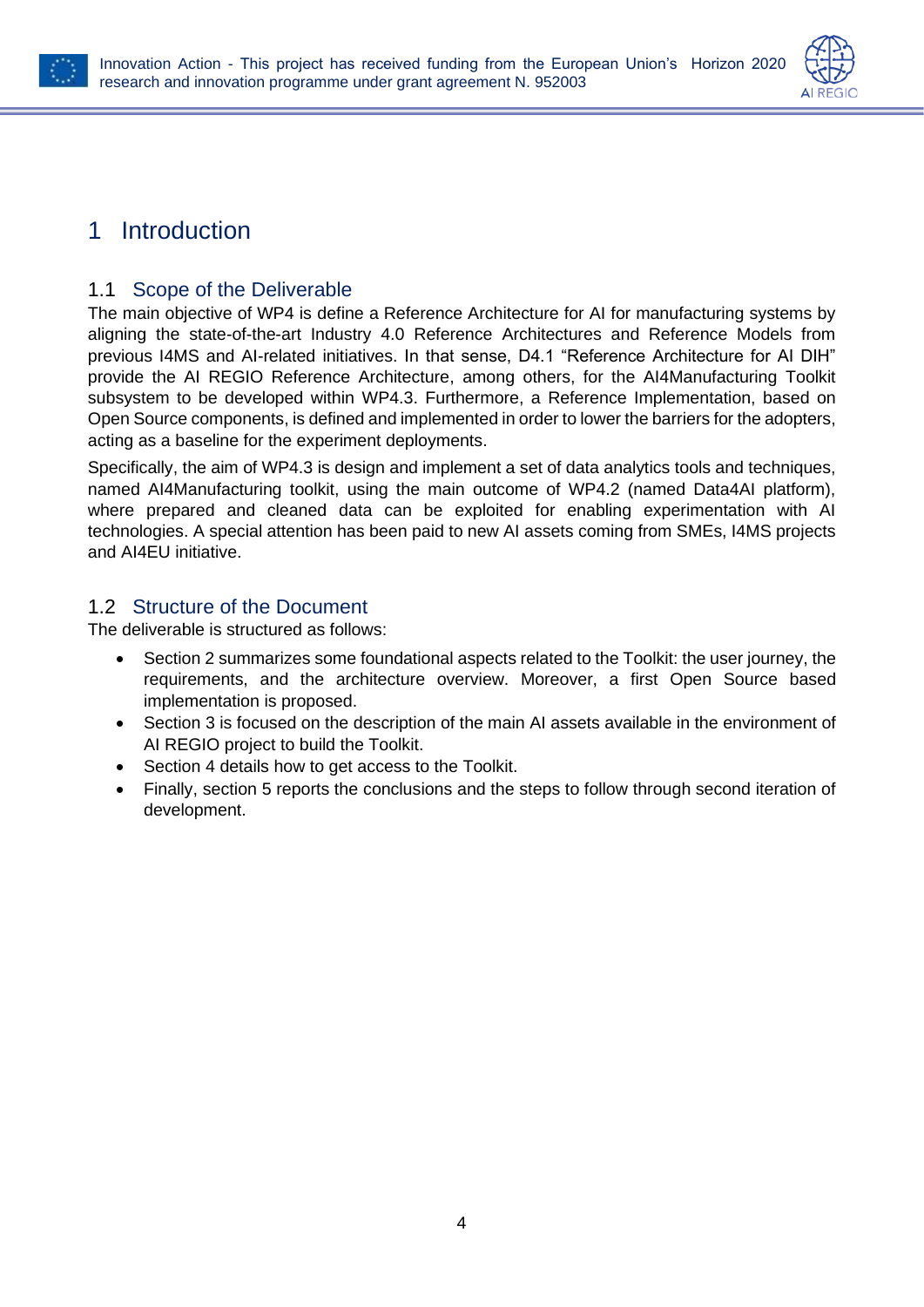# 1 Introduction

## 1.1 Scope of the Deliverable

The main objective of WP4 is define a Reference Architecture for AI for manufacturing systems by aligning the state-of-the-art Industry 4.0 Reference Architectures and Reference Models from previous I4MS and AI-related initiatives. In that sense, D4.1 "Reference Architecture for AI DIH" provide the AI REGIO Reference Architecture, among others, for the AI4Manufacturing Toolkit subsystem to be developed within WP4.3. Furthermore, a Reference Implementation, based on Open Source components, is defined and implemented in order to lower the barriers for the adopters, acting as a baseline for the experiment deployments.

Specifically, the aim of WP4.3 is design and implement a set of data analytics tools and techniques, named AI4Manufacturing toolkit, using the main outcome of WP4.2 (named Data4AI platform), where prepared and cleaned data can be exploited for enabling experimentation with AI technologies. A special attention has been paid to new AI assets coming from SMEs, I4MS projects and AI4EU initiative.

## 1.2 Structure of the Document

The deliverable is structured as follows:

- Section 2 summarizes some foundational aspects related to the Toolkit: the user journey, the requirements, and the architecture overview. Moreover, a first Open Source based implementation is proposed.
- Section 3 is focused on the description of the main AI assets available in the environment of AI REGIO project to build the Toolkit.
- Section 4 details how to get access to the Toolkit.
- Finally, section 5 reports the conclusions and the steps to follow through second iteration of development.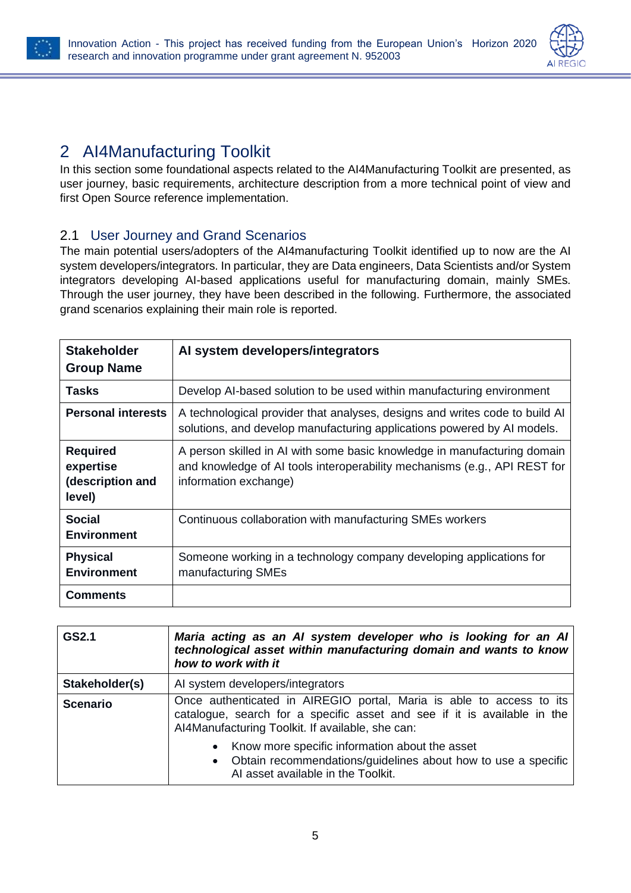# 2 AI4Manufacturing Toolkit

In this section some foundational aspects related to the AI4Manufacturing Toolkit are presented, as user journey, basic requirements, architecture description from a more technical point of view and first Open Source reference implementation.

## 2.1 User Journey and Grand Scenarios

The main potential users/adopters of the AI4manufacturing Toolkit identified up to now are the AI system developers/integrators. In particular, they are Data engineers, Data Scientists and/or System integrators developing AI-based applications useful for manufacturing domain, mainly SMEs. Through the user journey, they have been described in the following. Furthermore, the associated grand scenarios explaining their main role is reported.

| **Stakeholder Group Name** | **AI system developers/integrators** |
|---|---|
| **Tasks** | Develop AI-based solution to be used within manufacturing environment |
| **Personal interests** | A technological provider that analyses, designs and writes code to build AI solutions, and develop manufacturing applications powered by AI models. |
| **Required expertise (description and level)** | A person skilled in AI with some basic knowledge in manufacturing domain and knowledge of AI tools interoperability mechanisms (e.g., API REST for information exchange) |
| **Social Environment** | Continuous collaboration with manufacturing SMEs workers |
| **Physical Environment** | Someone working in a technology company developing applications for manufacturing SMEs |
| **Comments** | |

| **GS2.1** | ***Maria acting as an AI system developer who is looking for an AI technological asset within manufacturing domain and wants to know how to work with it*** |
|---|---|
| **Stakeholder(s)** | AI system developers/integrators |
| **Scenario** | Once authenticated in AIREGIO portal, Maria is able to access to its catalogue, search for a specific asset and see if it is available in the AI4Manufacturing Toolkit. If available, she can:<br>• Know more specific information about the asset<br>• Obtain recommendations/guidelines about how to use a specific AI asset available in the Toolkit. |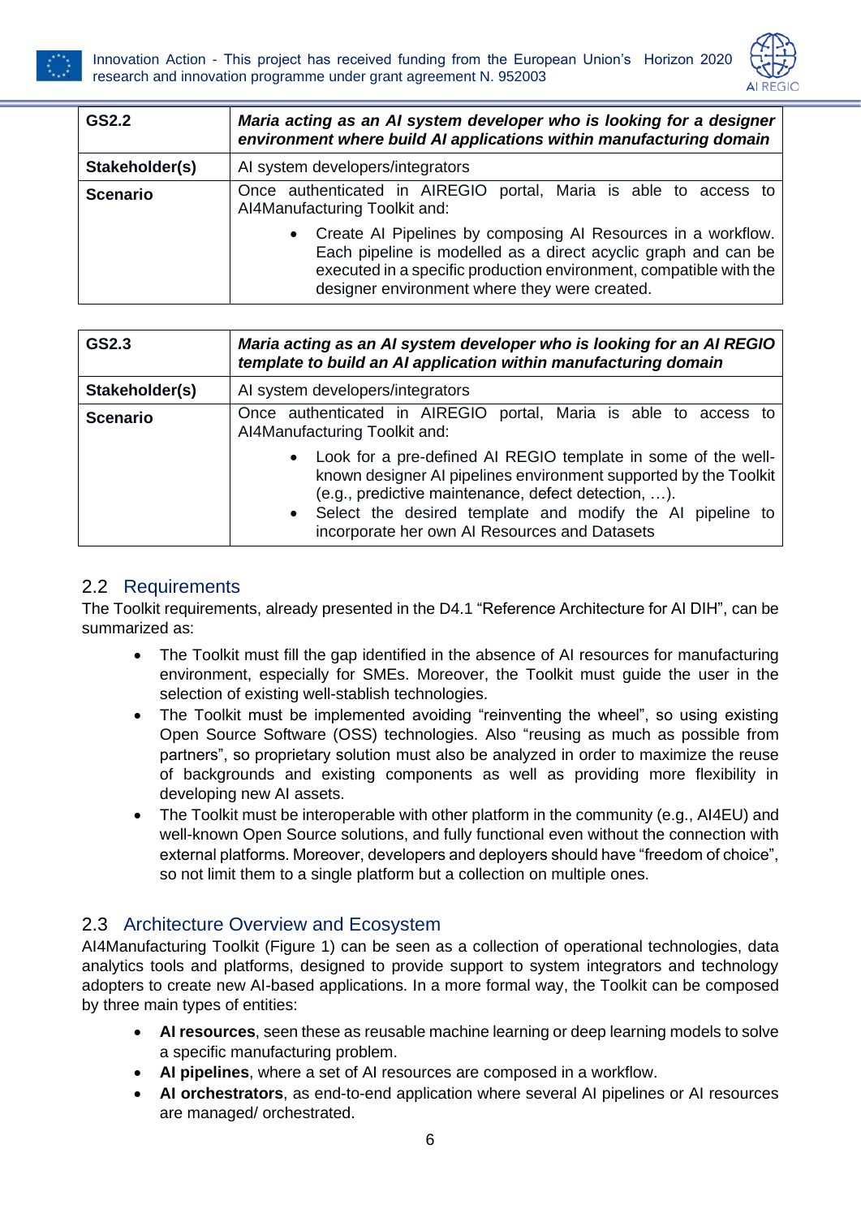| GS2.2 | ***Maria acting as an AI system developer who is looking for a designer environment where build AI applications within manufacturing domain*** |
|---|---|
| **Stakeholder(s)** | AI system developers/integrators |
| **Scenario** | Once authenticated in AIREGIO portal, Maria is able to access to AI4Manufacturing Toolkit and:<br>• Create AI Pipelines by composing AI Resources in a workflow. Each pipeline is modelled as a direct acyclic graph and can be executed in a specific production environment, compatible with the designer environment where they were created. |

| GS2.3 | ***Maria acting as an AI system developer who is looking for an AI REGIO template to build an AI application within manufacturing domain*** |
|---|---|
| **Stakeholder(s)** | AI system developers/integrators |
| **Scenario** | Once authenticated in AIREGIO portal, Maria is able to access to AI4Manufacturing Toolkit and:<br>• Look for a pre-defined AI REGIO template in some of the well-known designer AI pipelines environment supported by the Toolkit (e.g., predictive maintenance, defect detection, …).<br>• Select the desired template and modify the AI pipeline to incorporate her own AI Resources and Datasets |

## 2.2 Requirements

The Toolkit requirements, already presented in the D4.1 "Reference Architecture for AI DIH", can be summarized as:

- The Toolkit must fill the gap identified in the absence of AI resources for manufacturing environment, especially for SMEs. Moreover, the Toolkit must guide the user in the selection of existing well-stablish technologies.
- The Toolkit must be implemented avoiding "reinventing the wheel", so using existing Open Source Software (OSS) technologies. Also "reusing as much as possible from partners", so proprietary solution must also be analyzed in order to maximize the reuse of backgrounds and existing components as well as providing more flexibility in developing new AI assets.
- The Toolkit must be interoperable with other platform in the community (e.g., AI4EU) and well-known Open Source solutions, and fully functional even without the connection with external platforms. Moreover, developers and deployers should have "freedom of choice", so not limit them to a single platform but a collection on multiple ones.

## 2.3 Architecture Overview and Ecosystem

AI4Manufacturing Toolkit (Figure 1) can be seen as a collection of operational technologies, data analytics tools and platforms, designed to provide support to system integrators and technology adopters to create new AI-based applications. In a more formal way, the Toolkit can be composed by three main types of entities:

- **AI resources**, seen these as reusable machine learning or deep learning models to solve a specific manufacturing problem.
- **AI pipelines**, where a set of AI resources are composed in a workflow.
- **AI orchestrators**, as end-to-end application where several AI pipelines or AI resources are managed/ orchestrated.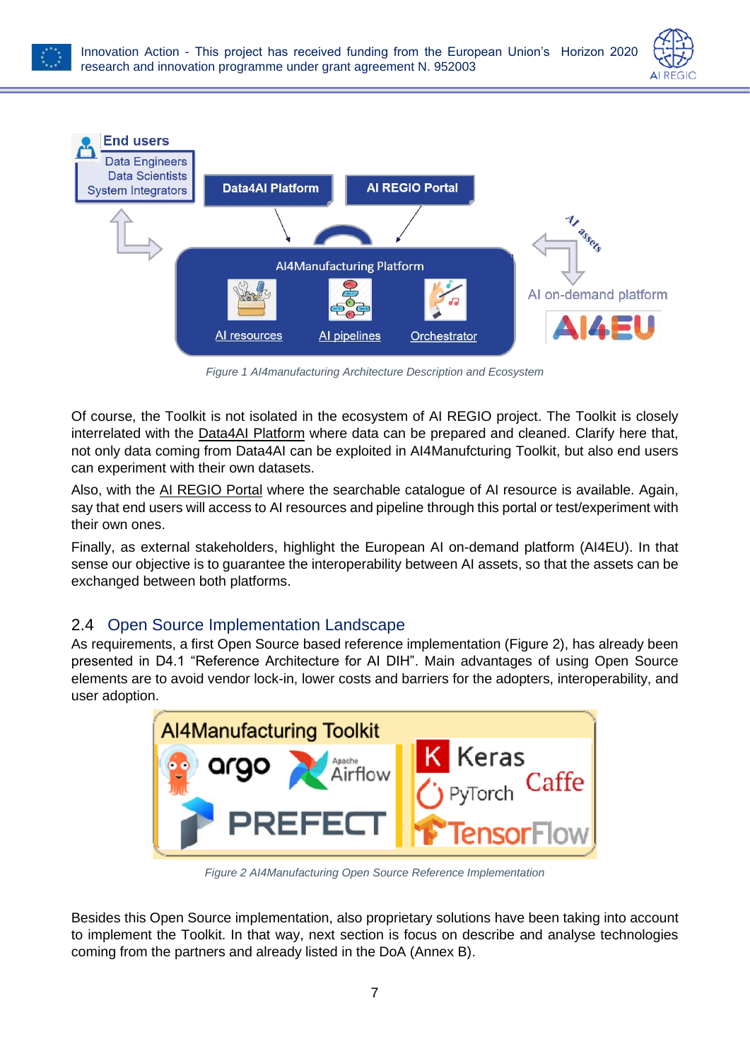*Figure 1 AI4manufacturing Architecture Description and Ecosystem*

Of course, the Toolkit is not isolated in the ecosystem of AI REGIO project. The Toolkit is closely interrelated with the Data4AI Platform where data can be prepared and cleaned. Clarify here that, not only data coming from Data4AI can be exploited in AI4Manufcturing Toolkit, but also end users can experiment with their own datasets.

Also, with the AI REGIO Portal where the searchable catalogue of AI resource is available. Again, say that end users will access to AI resources and pipeline through this portal or test/experiment with their own ones.

Finally, as external stakeholders, highlight the European AI on-demand platform (AI4EU). In that sense our objective is to guarantee the interoperability between AI assets, so that the assets can be exchanged between both platforms.

## 2.4 Open Source Implementation Landscape

As requirements, a first Open Source based reference implementation (Figure 2), has already been presented in D4.1 “Reference Architecture for AI DIH”. Main advantages of using Open Source elements are to avoid vendor lock-in, lower costs and barriers for the adopters, interoperability, and user adoption.

*Figure 2 AI4Manufacturing Open Source Reference Implementation*

Besides this Open Source implementation, also proprietary solutions have been taking into account to implement the Toolkit. In that way, next section is focus on describe and analyse technologies coming from the partners and already listed in the DoA (Annex B).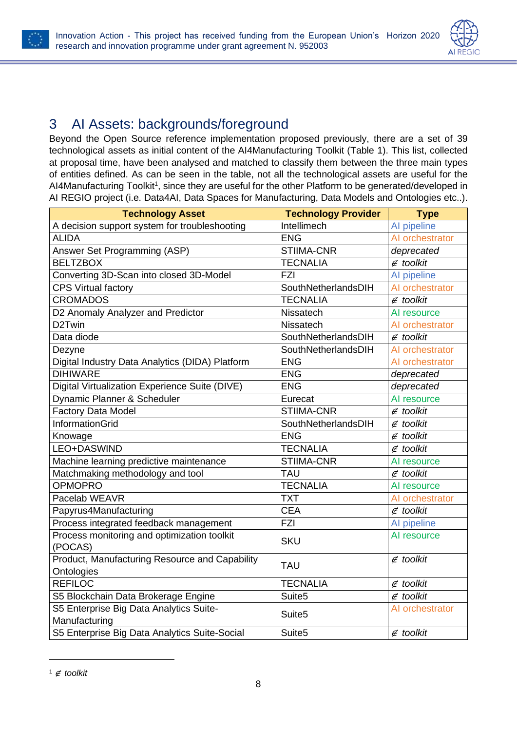## 3 AI Assets: backgrounds/foreground

Beyond the Open Source reference implementation proposed previously, there are a set of 39 technological assets as initial content of the AI4Manufacturing Toolkit (Table 1). This list, collected at proposal time, have been analysed and matched to classify them between the three main types of entities defined. As can be seen in the table, not all the technological assets are useful for the AI4Manufacturing Toolkit[1], since they are useful for the other Platform to be generated/developed in AI REGIO project (i.e. Data4AI, Data Spaces for Manufacturing, Data Models and Ontologies etc..).

| Technology Asset | Technology Provider | Type |
|---|---|---|
| A decision support system for troubleshooting | Intellimech | AI pipeline |
| ALIDA | ENG | AI orchestrator |
| Answer Set Programming (ASP) | STIIMA-CNR | *deprecated* |
| BELTZBOX | TECNALIA | *∉ toolkit* |
| Converting 3D-Scan into closed 3D-Model | FZI | AI pipeline |
| CPS Virtual factory | SouthNetherlandsDIH | AI orchestrator |
| CROMADOS | TECNALIA | *∉ toolkit* |
| D2 Anomaly Analyzer and Predictor | Nissatech | AI resource |
| D2Twin | Nissatech | AI orchestrator |
| Data diode | SouthNetherlandsDIH | *∉ toolkit* |
| Dezyne | SouthNetherlandsDIH | AI orchestrator |
| Digital Industry Data Analytics (DIDA) Platform | ENG | AI orchestrator |
| DIHIWARE | ENG | *deprecated* |
| Digital Virtualization Experience Suite (DIVE) | ENG | *deprecated* |
| Dynamic Planner & Scheduler | Eurecat | AI resource |
| Factory Data Model | STIIMA-CNR | *∉ toolkit* |
| InformationGrid | SouthNetherlandsDIH | *∉ toolkit* |
| Knowage | ENG | *∉ toolkit* |
| LEO+DASWIND | TECNALIA | *∉ toolkit* |
| Machine learning predictive maintenance | STIIMA-CNR | AI resource |
| Matchmaking methodology and tool | TAU | *∉ toolkit* |
| OPMOPRO | TECNALIA | AI resource |
| Pacelab WEAVR | TXT | AI orchestrator |
| Papyrus4Manufacturing | CEA | *∉ toolkit* |
| Process integrated feedback management | FZI | AI pipeline |
| Process monitoring and optimization toolkit (POCAS) | SKU | AI resource |
| Product, Manufacturing Resource and Capability Ontologies | TAU | *∉ toolkit* |
| REFILOC | TECNALIA | *∉ toolkit* |
| S5 Blockchain Data Brokerage Engine | Suite5 | *∉ toolkit* |
| S5 Enterprise Big Data Analytics Suite-Manufacturing | Suite5 | AI orchestrator |
| S5 Enterprise Big Data Analytics Suite-Social | Suite5 | *∉ toolkit* |

[1] *∉ toolkit*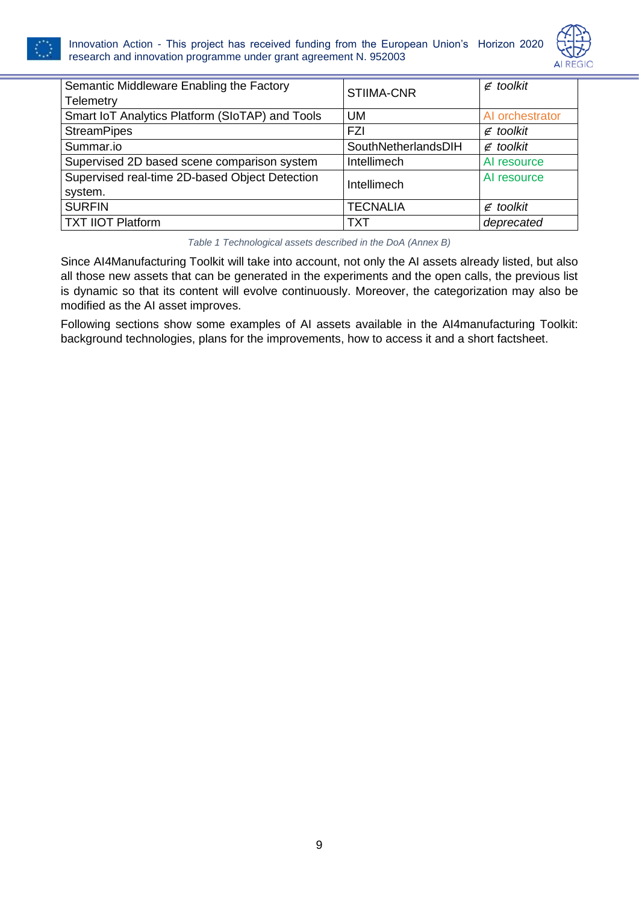| Semantic Middleware Enabling the Factory Telemetry | STIIMA-CNR | *∉ toolkit* |
| --- | --- | --- |
| Smart IoT Analytics Platform (SIoTAP) and Tools | UM | AI orchestrator |
| StreamPipes | FZI | *∉ toolkit* |
| Summar.io | SouthNetherlandsDIH | *∉ toolkit* |
| Supervised 2D based scene comparison system | Intellimech | AI resource |
| Supervised real-time 2D-based Object Detection system. | Intellimech | AI resource |
| SURFIN | TECNALIA | *∉ toolkit* |
| TXT IIOT Platform | TXT | *deprecated* |

*Table 1 Technological assets described in the DoA (Annex B)*

Since AI4Manufacturing Toolkit will take into account, not only the AI assets already listed, but also all those new assets that can be generated in the experiments and the open calls, the previous list is dynamic so that its content will evolve continuously. Moreover, the categorization may also be modified as the AI asset improves.

Following sections show some examples of AI assets available in the AI4manufacturing Toolkit: background technologies, plans for the improvements, how to access it and a short factsheet.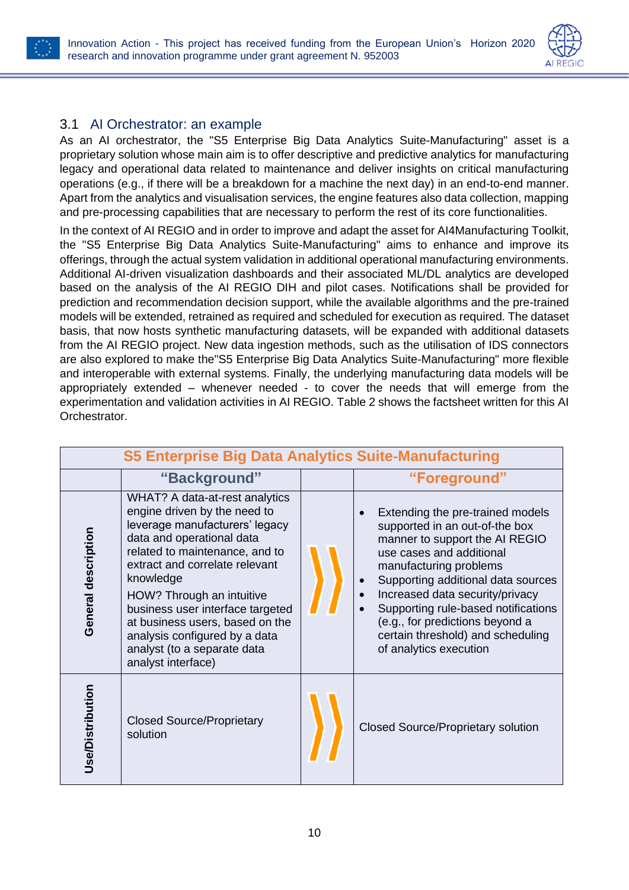## 3.1 AI Orchestrator: an example

As an AI orchestrator, the "S5 Enterprise Big Data Analytics Suite-Manufacturing" asset is a proprietary solution whose main aim is to offer descriptive and predictive analytics for manufacturing legacy and operational data related to maintenance and deliver insights on critical manufacturing operations (e.g., if there will be a breakdown for a machine the next day) in an end-to-end manner. Apart from the analytics and visualisation services, the engine features also data collection, mapping and pre-processing capabilities that are necessary to perform the rest of its core functionalities.

In the context of AI REGIO and in order to improve and adapt the asset for AI4Manufacturing Toolkit, the "S5 Enterprise Big Data Analytics Suite-Manufacturing" aims to enhance and improve its offerings, through the actual system validation in additional operational manufacturing environments. Additional AI-driven visualization dashboards and their associated ML/DL analytics are developed based on the analysis of the AI REGIO DIH and pilot cases. Notifications shall be provided for prediction and recommendation decision support, while the available algorithms and the pre-trained models will be extended, retrained as required and scheduled for execution as required. The dataset basis, that now hosts synthetic manufacturing datasets, will be expanded with additional datasets from the AI REGIO project. New data ingestion methods, such as the utilisation of IDS connectors are also explored to make the"S5 Enterprise Big Data Analytics Suite-Manufacturing" more flexible and interoperable with external systems. Finally, the underlying manufacturing data models will be appropriately extended – whenever needed - to cover the needs that will emerge from the experimentation and validation activities in AI REGIO. Table 2 shows the factsheet written for this AI Orchestrator.

| S5 Enterprise Big Data Analytics Suite-Manufacturing | | | |
|---|---|---|---|
| | "Background" | | "Foreground" |
| General description | WHAT? A data-at-rest analytics engine driven by the need to leverage manufacturers' legacy data and operational data related to maintenance, and to extract and correlate relevant knowledge<br>HOW? Through an intuitive business user interface targeted at business users, based on the analysis configured by a data analyst (to a separate data analyst interface) | ⟫ | • Extending the pre-trained models supported in an out-of-the box manner to support the AI REGIO use cases and additional manufacturing problems<br>• Supporting additional data sources<br>• Increased data security/privacy<br>• Supporting rule-based notifications (e.g., for predictions beyond a certain threshold) and scheduling of analytics execution |
| Use/Distribution | Closed Source/Proprietary solution | ⟫ | Closed Source/Proprietary solution |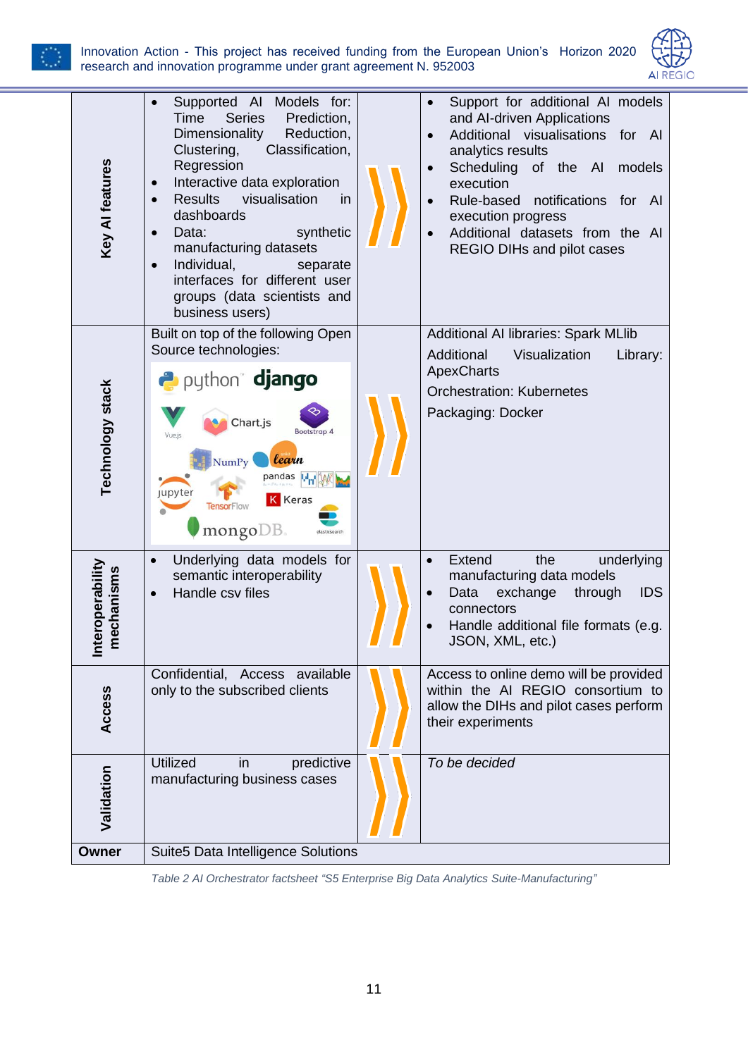| | | | |
|---|---|---|---|
| **Key AI features** | • Supported AI Models for: Time Series Prediction, Dimensionality Reduction, Clustering, Classification, Regression<br>• Interactive data exploration<br>• Results visualisation in dashboards<br>• Data: synthetic manufacturing datasets<br>• Individual, separate interfaces for different user groups (data scientists and business users) | 〉〉 | • Support for additional AI models and AI-driven Applications<br>• Additional visualisations for AI analytics results<br>• Scheduling of the AI models execution<br>• Rule-based notifications for AI execution progress<br>• Additional datasets from the AI REGIO DIHs and pilot cases |
| **Technology stack** | Built on top of the following Open Source technologies:<br>python django Vue.js Chart.js Bootstrap 4 NumPy learn pandas jupyter TensorFlow Keras mongoDB elasticsearch | 〉〉 | Additional AI libraries: Spark MLlib<br>Additional Visualization Library: ApexCharts<br>Orchestration: Kubernetes<br>Packaging: Docker |
| **Interoperability mechanisms** | • Underlying data models for semantic interoperability<br>• Handle csv files | 〉〉 | • Extend the underlying manufacturing data models<br>• Data exchange through IDS connectors<br>• Handle additional file formats (e.g. JSON, XML, etc.) |
| **Access** | Confidential, Access available only to the subscribed clients | 〉〉 | Access to online demo will be provided within the AI REGIO consortium to allow the DIHs and pilot cases perform their experiments |
| **Validation** | Utilized in predictive manufacturing business cases | 〉〉 | *To be decided* |
| **Owner** | Suite5 Data Intelligence Solutions | | |

*Table 2 AI Orchestrator factsheet "S5 Enterprise Big Data Analytics Suite-Manufacturing"*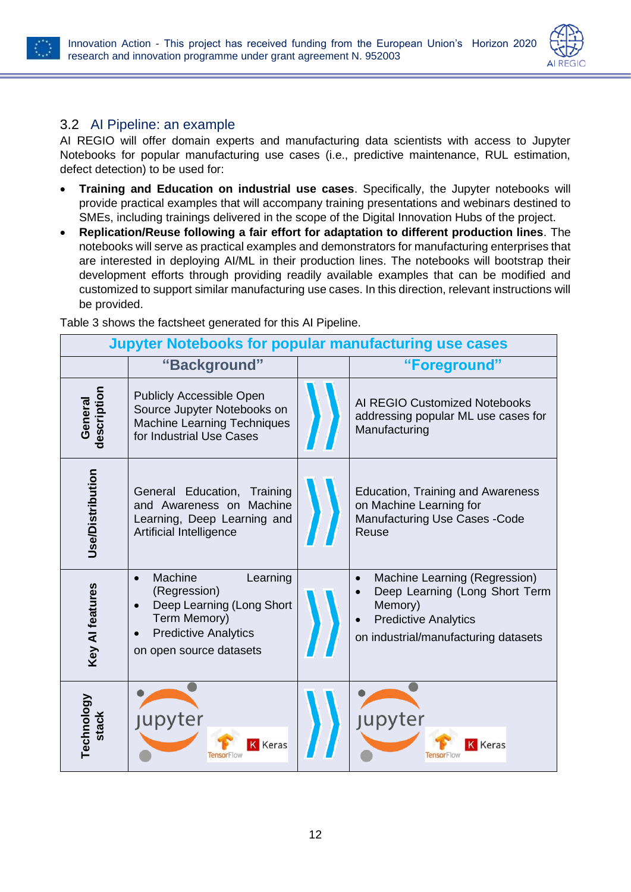### 3.2 AI Pipeline: an example

AI REGIO will offer domain experts and manufacturing data scientists with access to Jupyter Notebooks for popular manufacturing use cases (i.e., predictive maintenance, RUL estimation, defect detection) to be used for:

- **Training and Education on industrial use cases**. Specifically, the Jupyter notebooks will provide practical examples that will accompany training presentations and webinars destined to SMEs, including trainings delivered in the scope of the Digital Innovation Hubs of the project.
- **Replication/Reuse following a fair effort for adaptation to different production lines**. The notebooks will serve as practical examples and demonstrators for manufacturing enterprises that are interested in deploying AI/ML in their production lines. The notebooks will bootstrap their development efforts through providing readily available examples that can be modified and customized to support similar manufacturing use cases. In this direction, relevant instructions will be provided.

Table 3 shows the factsheet generated for this AI Pipeline.

| Jupyter Notebooks for popular manufacturing use cases | | | |
|---|---|---|---|
| | "Background" | | "Foreground" |
| General description | Publicly Accessible Open Source Jupyter Notebooks on Machine Learning Techniques for Industrial Use Cases | ⟫ | AI REGIO Customized Notebooks addressing popular ML use cases for Manufacturing |
| Use/Distribution | General Education, Training and Awareness on Machine Learning, Deep Learning and Artificial Intelligence | ⟫ | Education, Training and Awareness on Machine Learning for Manufacturing Use Cases -Code Reuse |
| Key AI features | • Machine Learning (Regression)<br>• Deep Learning (Long Short Term Memory)<br>• Predictive Analytics<br>on open source datasets | ⟫ | • Machine Learning (Regression)<br>• Deep Learning (Long Short Term Memory)<br>• Predictive Analytics<br>on industrial/manufacturing datasets |
| Technology stack | Jupyter, TensorFlow, Keras | ⟫ | Jupyter, TensorFlow, Keras |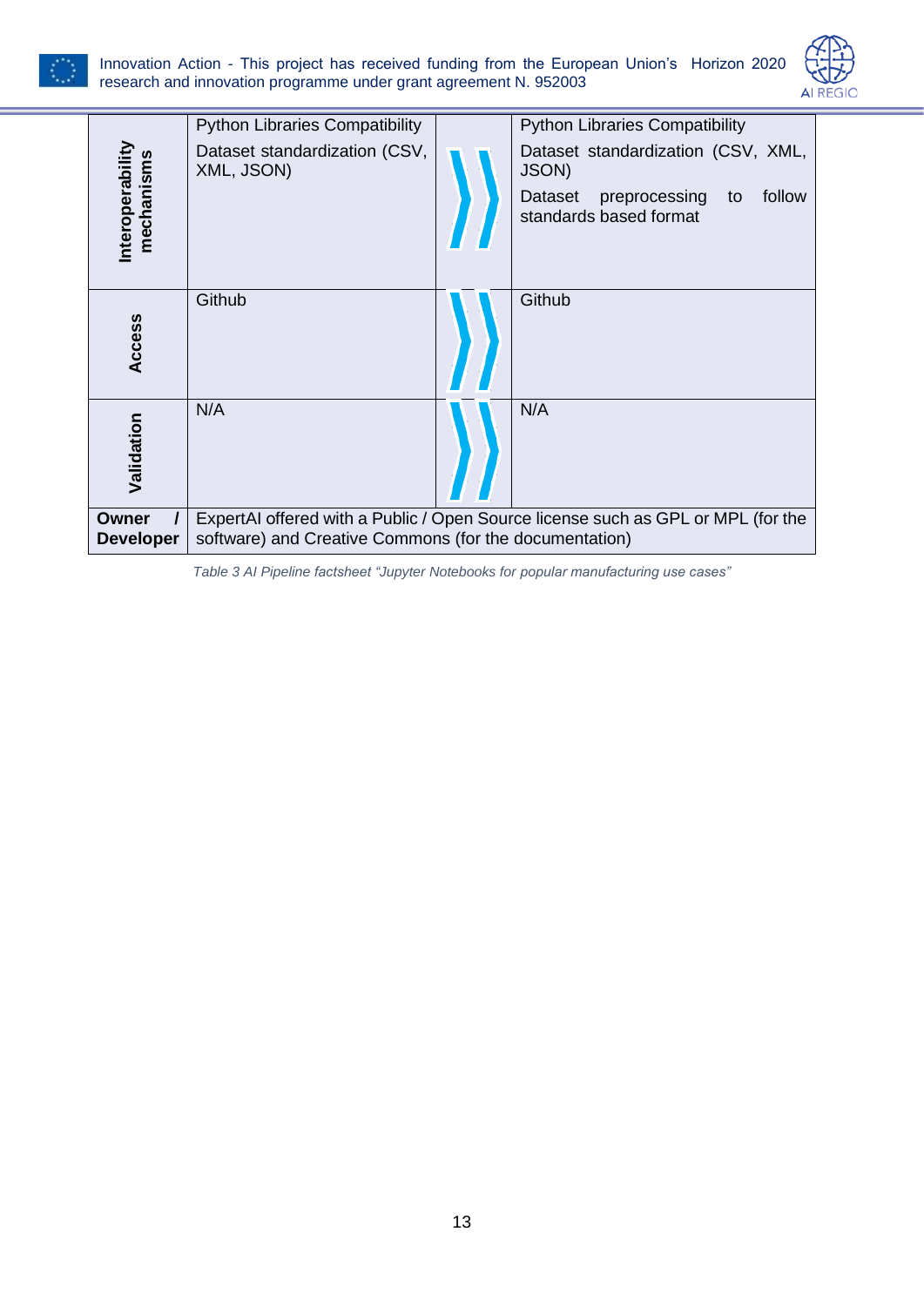| | | | |
|---|---|---|---|
| **Interoperability mechanisms** | Python Libraries Compatibility<br>Dataset standardization (CSV, XML, JSON) | | Python Libraries Compatibility<br>Dataset standardization (CSV, XML, JSON)<br>Dataset preprocessing to follow standards based format |
| **Access** | Github | | Github |
| **Validation** | N/A | | N/A |
| **Owner / Developer** | ExpertAI offered with a Public / Open Source license such as GPL or MPL (for the software) and Creative Commons (for the documentation) | | |

*Table 3 AI Pipeline factsheet “Jupyter Notebooks for popular manufacturing use cases”*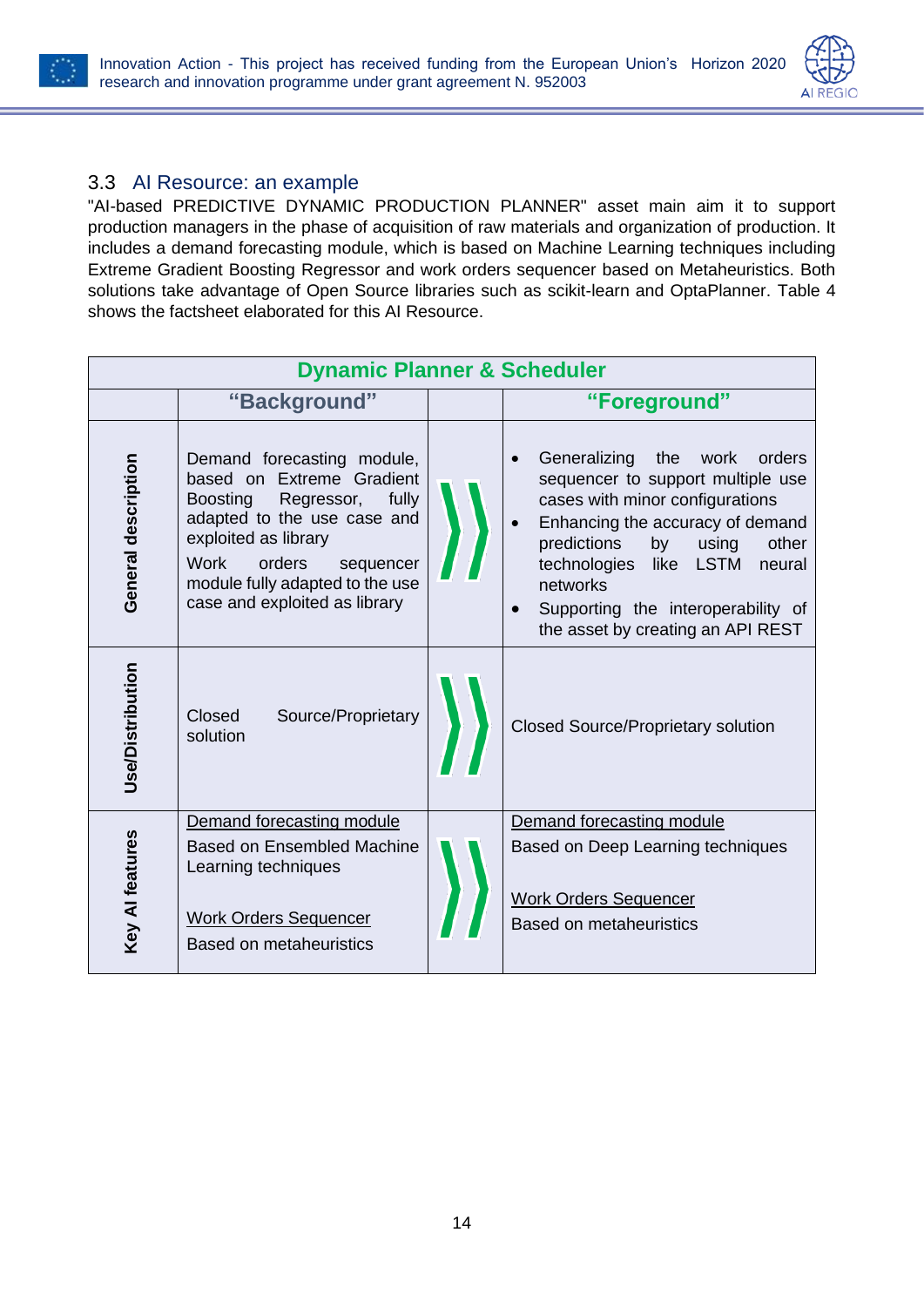## 3.3 AI Resource: an example

"AI-based PREDICTIVE DYNAMIC PRODUCTION PLANNER" asset main aim it to support production managers in the phase of acquisition of raw materials and organization of production. It includes a demand forecasting module, which is based on Machine Learning techniques including Extreme Gradient Boosting Regressor and work orders sequencer based on Metaheuristics. Both solutions take advantage of Open Source libraries such as scikit-learn and OptaPlanner. Table 4 shows the factsheet elaborated for this AI Resource.

| **Dynamic Planner & Scheduler** | | | |
|---|---|---|---|
| | **"Background"** | | **"Foreground"** |
| **General description** | Demand forecasting module, based on Extreme Gradient Boosting Regressor, fully adapted to the use case and exploited as library<br>Work orders sequencer module fully adapted to the use case and exploited as library | ⟩⟩ | • Generalizing the work orders sequencer to support multiple use cases with minor configurations<br>• Enhancing the accuracy of demand predictions by using other technologies like LSTM neural networks<br>• Supporting the interoperability of the asset by creating an API REST |
| **Use/Distribution** | Closed Source/Proprietary solution | ⟩⟩ | Closed Source/Proprietary solution |
| **Key AI features** | Demand forecasting module<br>Based on Ensembled Machine Learning techniques<br><br>Work Orders Sequencer<br>Based on metaheuristics | ⟩⟩ | Demand forecasting module<br>Based on Deep Learning techniques<br><br>Work Orders Sequencer<br>Based on metaheuristics |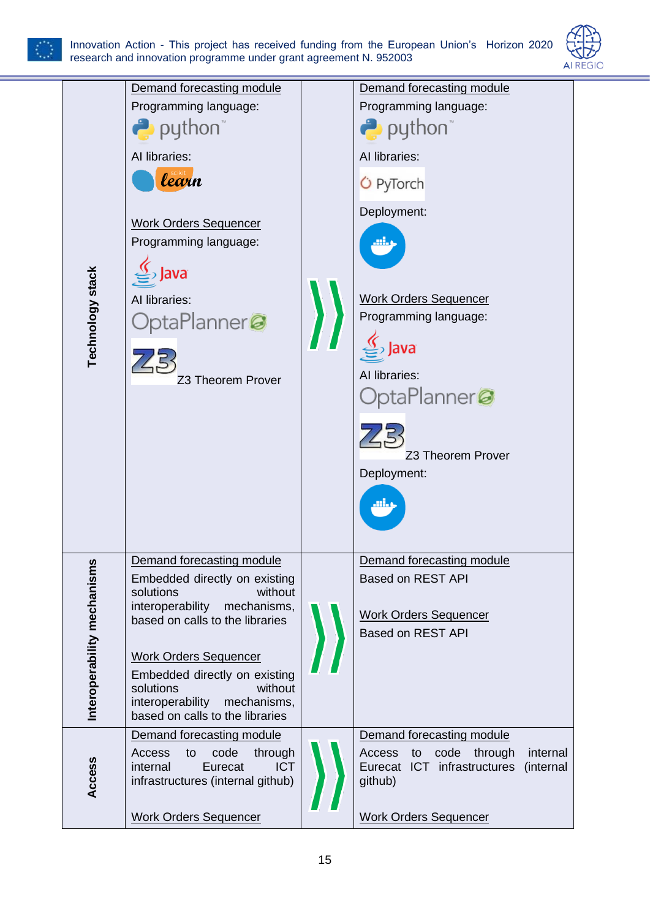| | | | |
|---|---|---|---|
| **Technology stack** | Demand forecasting module<br>Programming language:<br>python<br>AI libraries:<br>scikit learn<br><br>Work Orders Sequencer<br>Programming language:<br>Java<br>AI libraries:<br>OptaPlanner<br>Z3 Theorem Prover | ⟩⟩ | Demand forecasting module<br>Programming language:<br>python<br>AI libraries:<br>PyTorch<br>Deployment:<br><br>Work Orders Sequencer<br>Programming language:<br>Java<br>AI libraries:<br>OptaPlanner<br>Z3 Theorem Prover<br>Deployment: |
| **Interoperability mechanisms** | Demand forecasting module<br>Embedded directly on existing solutions without interoperability mechanisms, based on calls to the libraries<br><br>Work Orders Sequencer<br>Embedded directly on existing solutions without interoperability mechanisms, based on calls to the libraries | ⟩⟩ | Demand forecasting module<br>Based on REST API<br><br>Work Orders Sequencer<br>Based on REST API |
| **Access** | Demand forecasting module<br>Access to code through internal Eurecat ICT infrastructures (internal github)<br><br>Work Orders Sequencer | ⟩⟩ | Demand forecasting module<br>Access to code through internal Eurecat ICT infrastructures (internal github)<br><br>Work Orders Sequencer |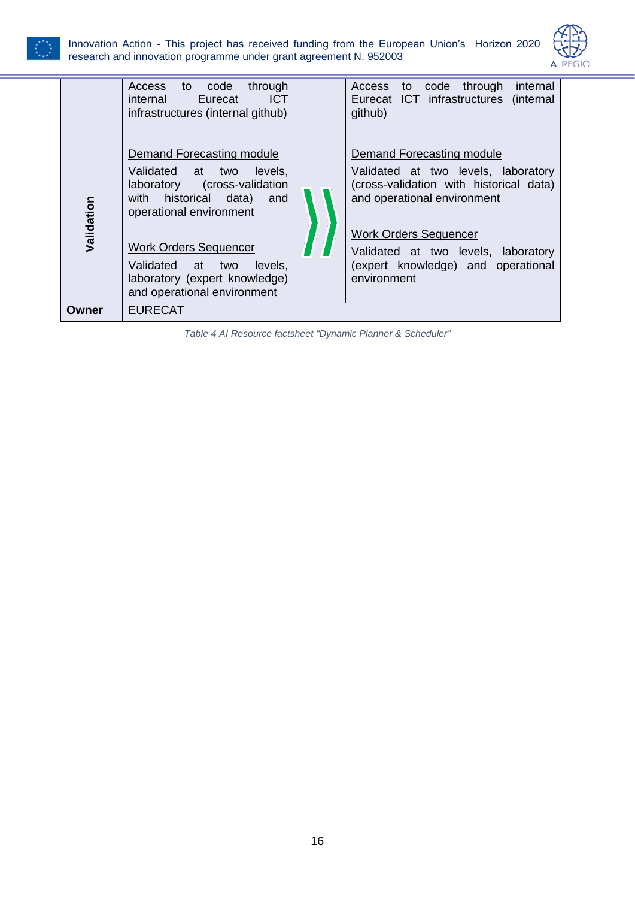| | | | |
|---|---|---|---|
| | Access to code through internal Eurecat ICT infrastructures (internal github) | | Access to code through internal Eurecat ICT infrastructures (internal github) |
| **Validation** | <u>Demand Forecasting module</u><br>Validated at two levels, laboratory (cross-validation with historical data) and operational environment<br><br><u>Work Orders Sequencer</u><br>Validated at two levels, laboratory (expert knowledge) and operational environment | | <u>Demand Forecasting module</u><br>Validated at two levels, laboratory (cross-validation with historical data) and operational environment<br><br><u>Work Orders Sequencer</u><br>Validated at two levels, laboratory (expert knowledge) and operational environment |
| **Owner** | EURECAT | | |

*Table 4 AI Resource factsheet "Dynamic Planner & Scheduler"*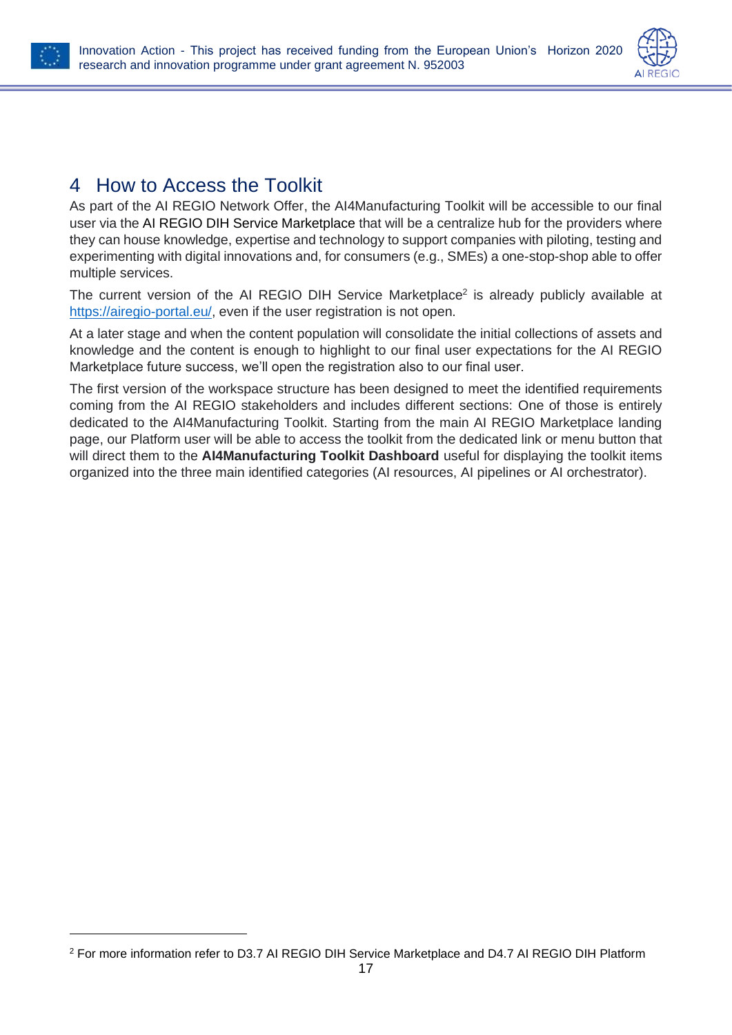# 4 How to Access the Toolkit

As part of the AI REGIO Network Offer, the AI4Manufacturing Toolkit will be accessible to our final user via the AI REGIO DIH Service Marketplace that will be a centralize hub for the providers where they can house knowledge, expertise and technology to support companies with piloting, testing and experimenting with digital innovations and, for consumers (e.g., SMEs) a one-stop-shop able to offer multiple services.

The current version of the AI REGIO DIH Service Marketplace[2] is already publicly available at https://airegio-portal.eu/, even if the user registration is not open.

At a later stage and when the content population will consolidate the initial collections of assets and knowledge and the content is enough to highlight to our final user expectations for the AI REGIO Marketplace future success, we'll open the registration also to our final user.

The first version of the workspace structure has been designed to meet the identified requirements coming from the AI REGIO stakeholders and includes different sections: One of those is entirely dedicated to the AI4Manufacturing Toolkit. Starting from the main AI REGIO Marketplace landing page, our Platform user will be able to access the toolkit from the dedicated link or menu button that will direct them to the **AI4Manufacturing Toolkit Dashboard** useful for displaying the toolkit items organized into the three main identified categories (AI resources, AI pipelines or AI orchestrator).

[2] For more information refer to D3.7 AI REGIO DIH Service Marketplace and D4.7 AI REGIO DIH Platform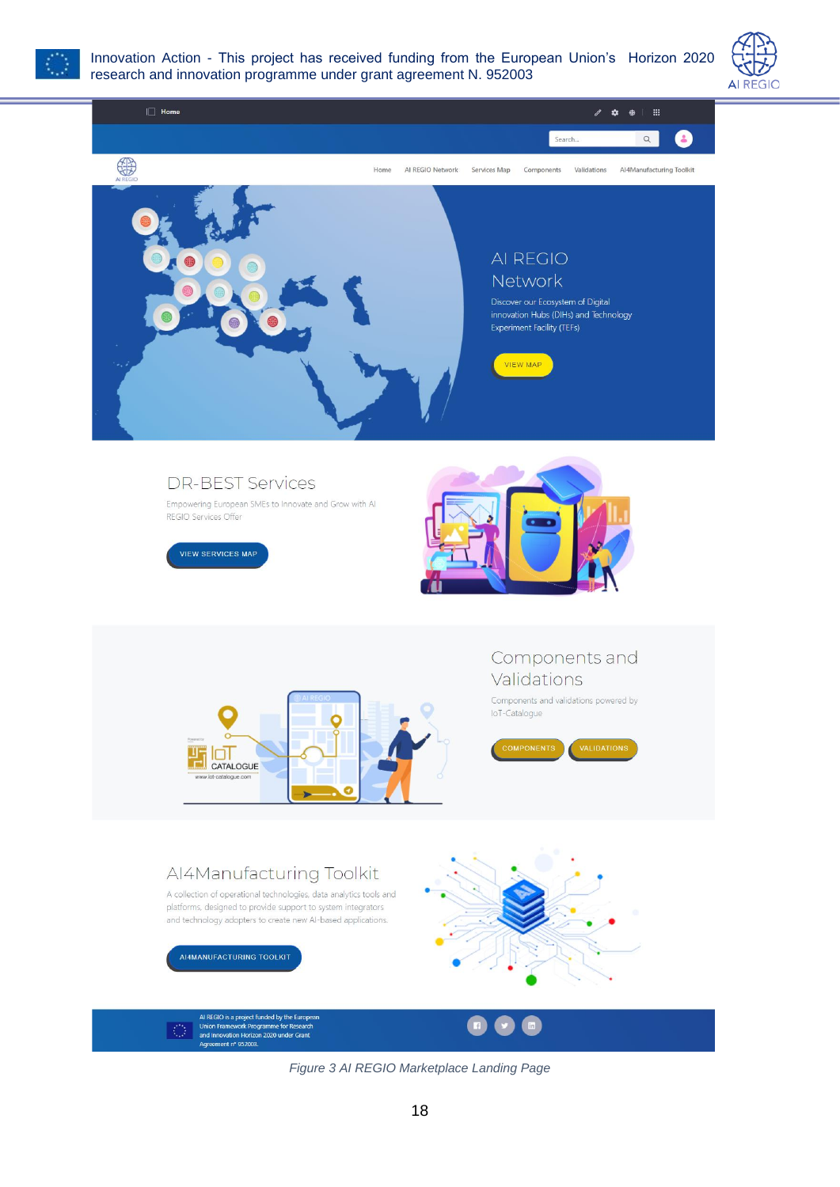*Figure 3 AI REGIO Marketplace Landing Page*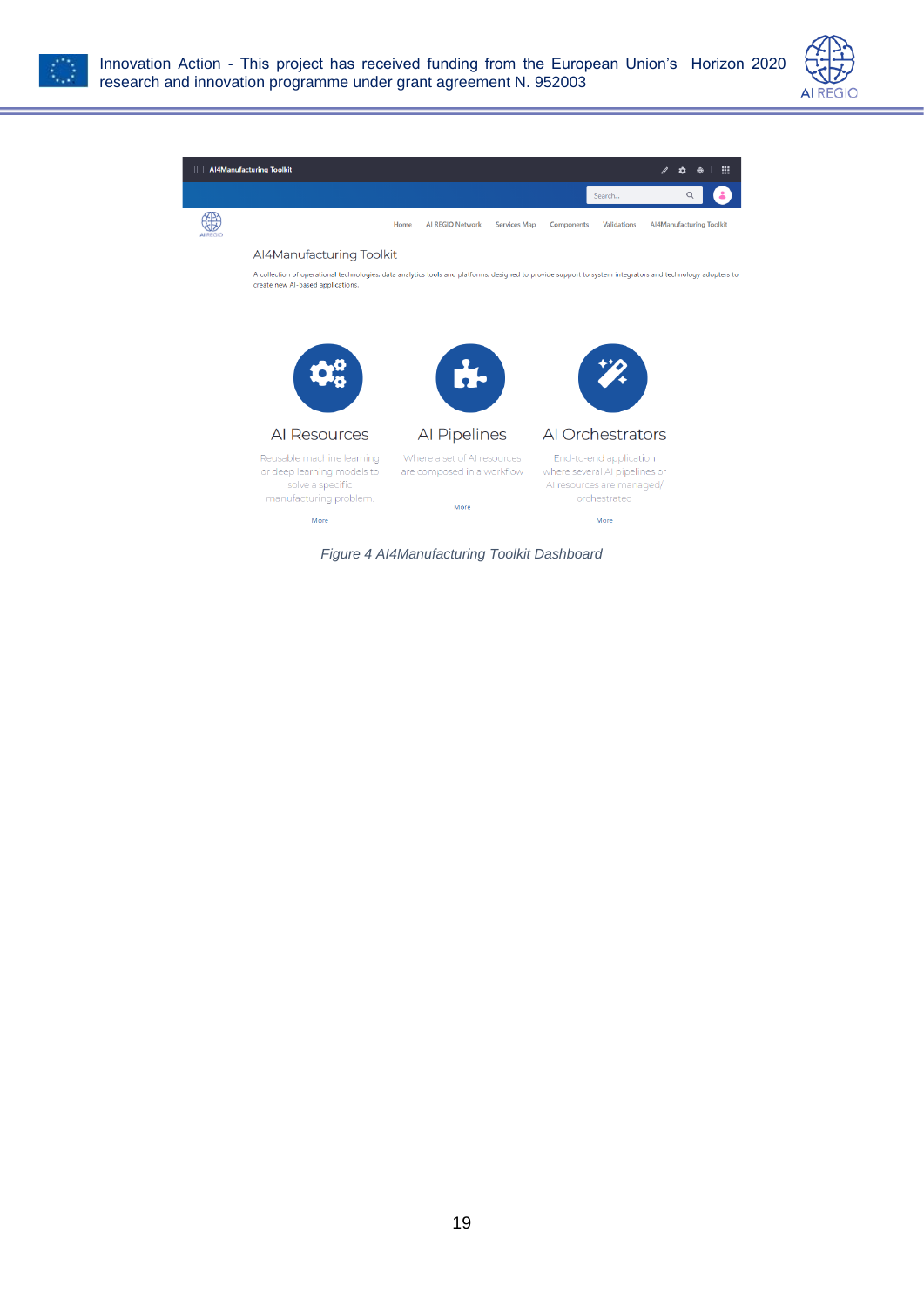AI4Manufacturing Toolkit

A collection of operational technologies, data analytics tools and platforms, designed to provide support to system integrators and technology adopters to create new AI-based applications.

AI Resources

Reusable machine learning or deep learning models to solve a specific manufacturing problem.

More

AI Pipelines

Where a set of AI resources are composed in a workflow

More

AI Orchestrators

End-to-end application where several AI pipelines or AI resources are managed/ orchestrated

More

*Figure 4 AI4Manufacturing Toolkit Dashboard*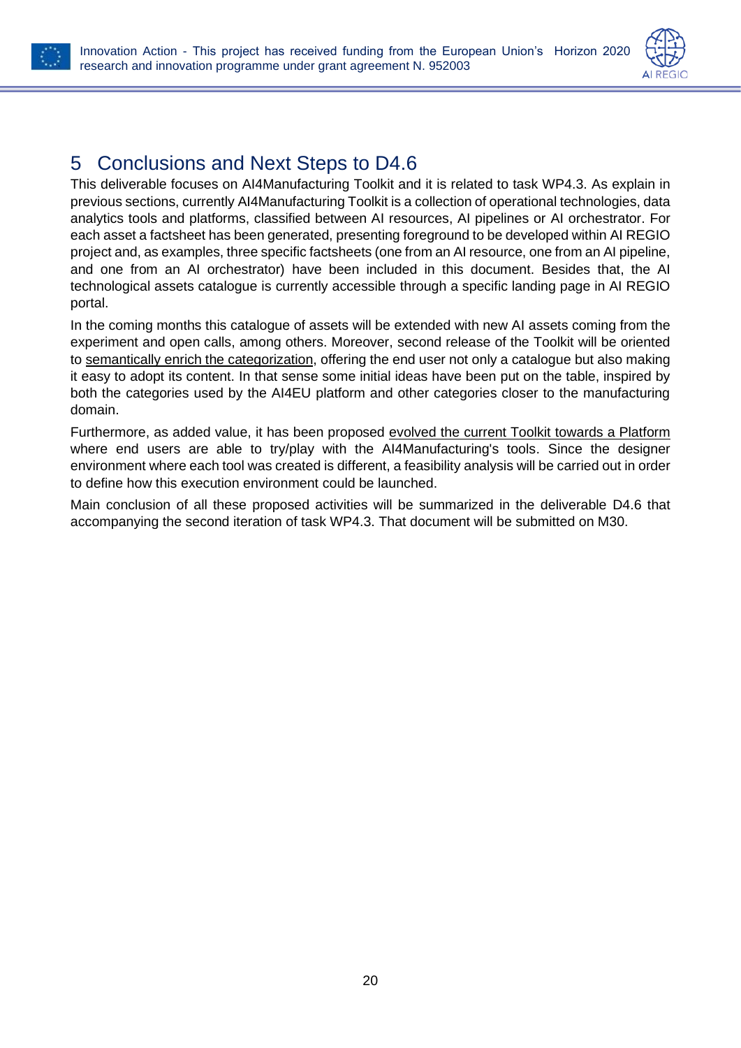# 5 Conclusions and Next Steps to D4.6

This deliverable focuses on AI4Manufacturing Toolkit and it is related to task WP4.3. As explain in previous sections, currently AI4Manufacturing Toolkit is a collection of operational technologies, data analytics tools and platforms, classified between AI resources, AI pipelines or AI orchestrator. For each asset a factsheet has been generated, presenting foreground to be developed within AI REGIO project and, as examples, three specific factsheets (one from an AI resource, one from an AI pipeline, and one from an AI orchestrator) have been included in this document. Besides that, the AI technological assets catalogue is currently accessible through a specific landing page in AI REGIO portal.

In the coming months this catalogue of assets will be extended with new AI assets coming from the experiment and open calls, among others. Moreover, second release of the Toolkit will be oriented to semantically enrich the categorization, offering the end user not only a catalogue but also making it easy to adopt its content. In that sense some initial ideas have been put on the table, inspired by both the categories used by the AI4EU platform and other categories closer to the manufacturing domain.

Furthermore, as added value, it has been proposed evolved the current Toolkit towards a Platform where end users are able to try/play with the AI4Manufacturing's tools. Since the designer environment where each tool was created is different, a feasibility analysis will be carried out in order to define how this execution environment could be launched.

Main conclusion of all these proposed activities will be summarized in the deliverable D4.6 that accompanying the second iteration of task WP4.3. That document will be submitted on M30.